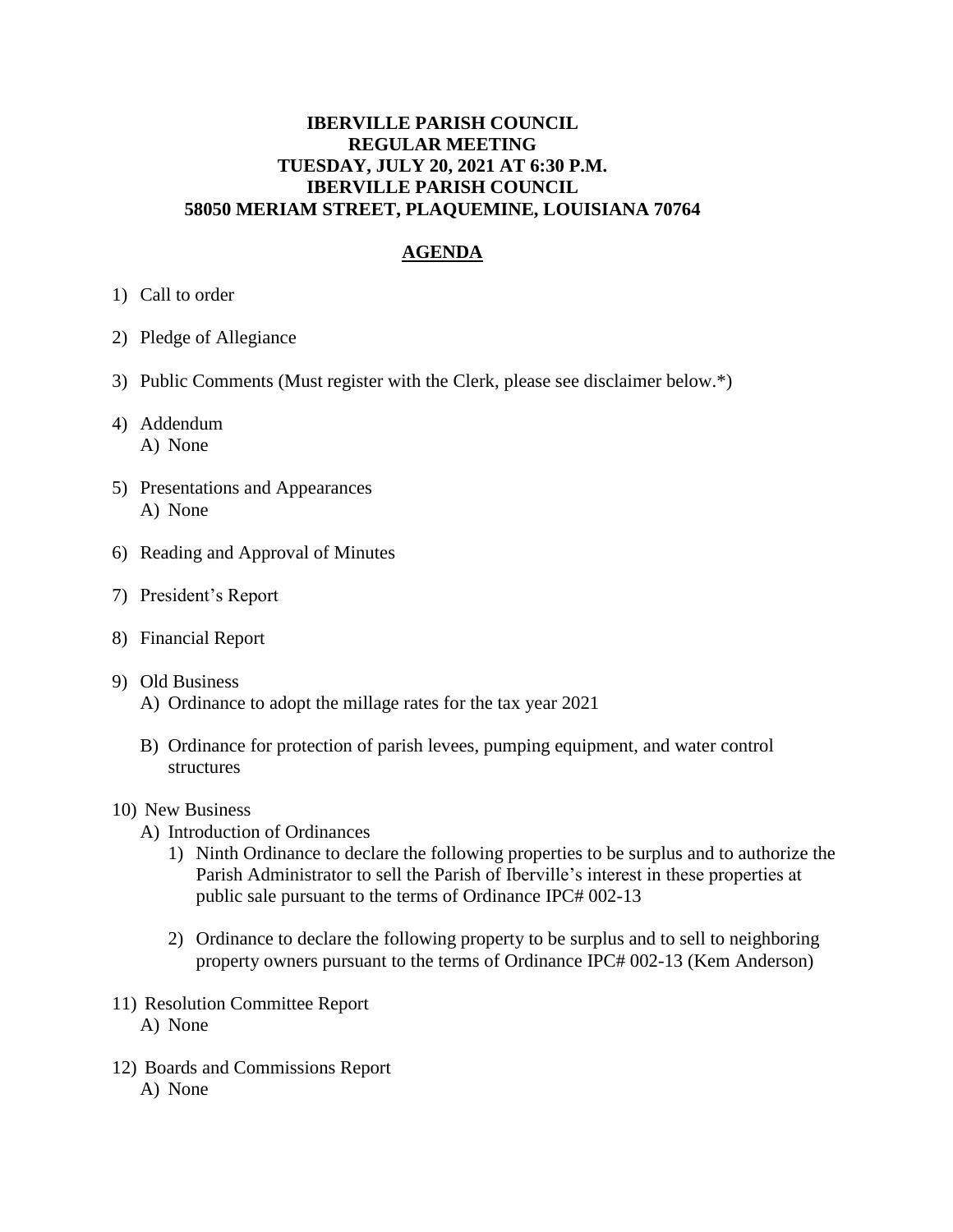# IBERVILLE PARISH COUNCIL
## REGULAR MEETING
## TUESDAY, JULY 20, 2021 AT 6:30 P.M.
## IBERVILLE PARISH COUNCIL
## 58050 MERIAM STREET, PLAQUEMINE, LOUISIANA 70764

## AGENDA

1) Call to order

2) Pledge of Allegiance

3) Public Comments (Must register with the Clerk, please see disclaimer below.*)

4) Addendum
   A) None

5) Presentations and Appearances
   A) None

6) Reading and Approval of Minutes

7) President's Report

8) Financial Report

9) Old Business
   A) Ordinance to adopt the millage rates for the tax year 2021

   B) Ordinance for protection of parish levees, pumping equipment, and water control structures

10) New Business
    A) Introduction of Ordinances
       1) Ninth Ordinance to declare the following properties to be surplus and to authorize the Parish Administrator to sell the Parish of Iberville's interest in these properties at public sale pursuant to the terms of Ordinance IPC# 002-13

       2) Ordinance to declare the following property to be surplus and to sell to neighboring property owners pursuant to the terms of Ordinance IPC# 002-13 (Kem Anderson)

11) Resolution Committee Report
    A) None

12) Boards and Commissions Report
    A) None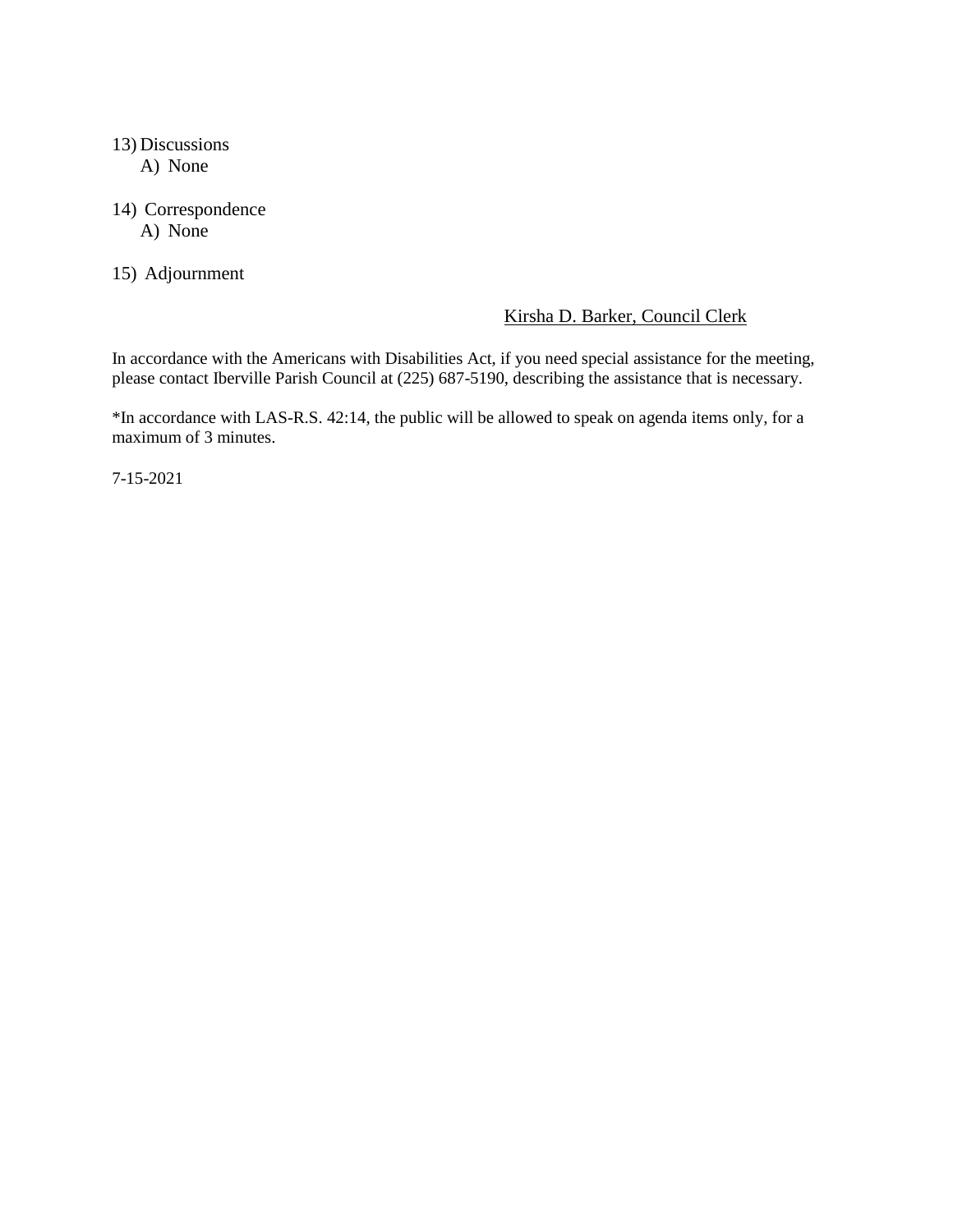13) Discussions
    A) None

14) Correspondence
    A) None

15) Adjournment

Kirsha D. Barker, Council Clerk

In accordance with the Americans with Disabilities Act, if you need special assistance for the meeting, please contact Iberville Parish Council at (225) 687-5190, describing the assistance that is necessary.

*In accordance with LAS-R.S. 42:14, the public will be allowed to speak on agenda items only, for a maximum of 3 minutes.

7-15-2021